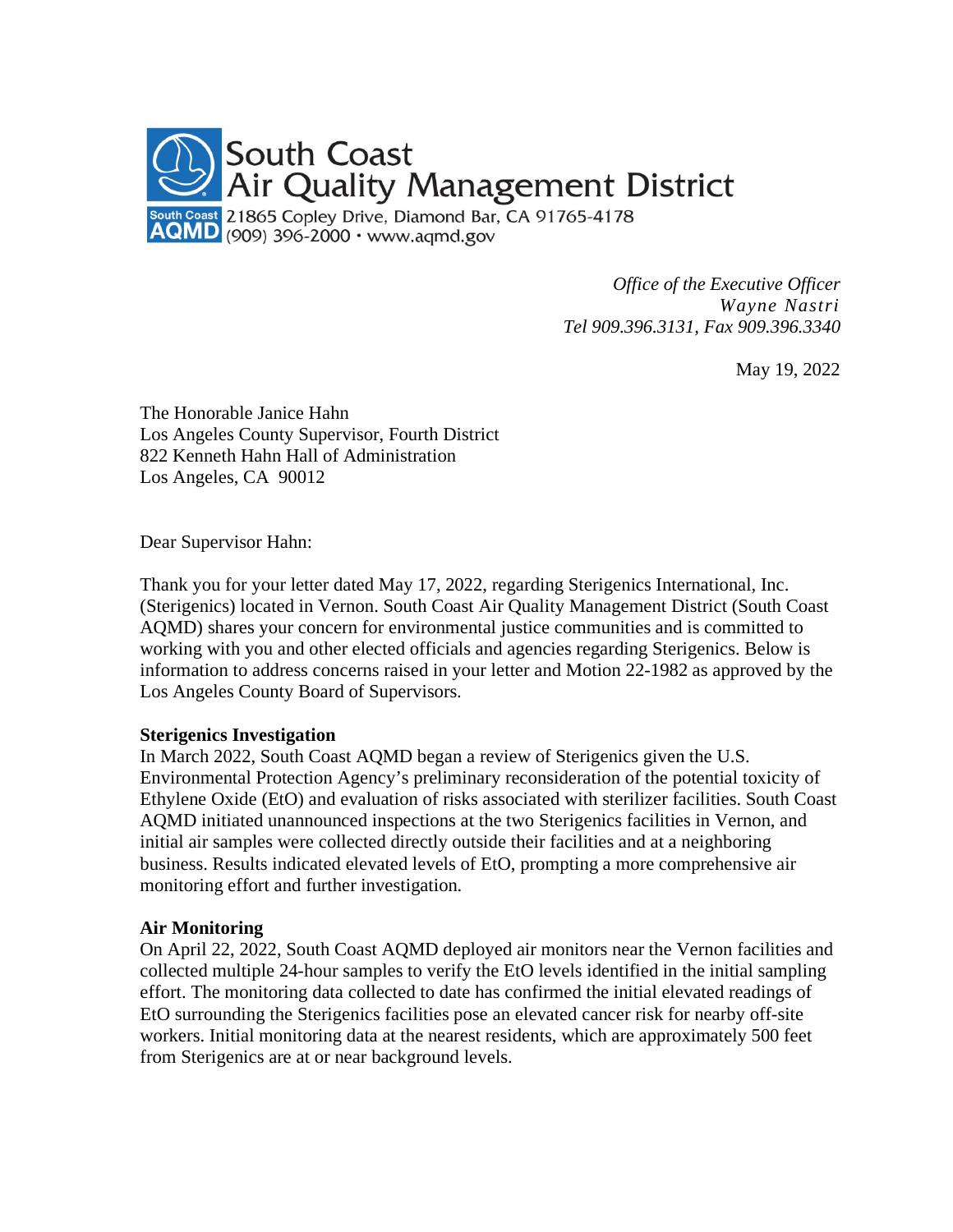South Coast
Air Quality Management District
21865 Copley Drive, Diamond Bar, CA 91765-4178
(909) 396-2000 · www.aqmd.gov

*Office of the Executive Officer*
*Wayne Nastri*
*Tel 909.396.3131, Fax 909.396.3340*

May 19, 2022

The Honorable Janice Hahn
Los Angeles County Supervisor, Fourth District
822 Kenneth Hahn Hall of Administration
Los Angeles, CA 90012

Dear Supervisor Hahn:

Thank you for your letter dated May 17, 2022, regarding Sterigenics International, Inc. (Sterigenics) located in Vernon. South Coast Air Quality Management District (South Coast AQMD) shares your concern for environmental justice communities and is committed to working with you and other elected officials and agencies regarding Sterigenics. Below is information to address concerns raised in your letter and Motion 22-1982 as approved by the Los Angeles County Board of Supervisors.

**Sterigenics Investigation**

In March 2022, South Coast AQMD began a review of Sterigenics given the U.S. Environmental Protection Agency's preliminary reconsideration of the potential toxicity of Ethylene Oxide (EtO) and evaluation of risks associated with sterilizer facilities. South Coast AQMD initiated unannounced inspections at the two Sterigenics facilities in Vernon, and initial air samples were collected directly outside their facilities and at a neighboring business. Results indicated elevated levels of EtO, prompting a more comprehensive air monitoring effort and further investigation.

**Air Monitoring**

On April 22, 2022, South Coast AQMD deployed air monitors near the Vernon facilities and collected multiple 24-hour samples to verify the EtO levels identified in the initial sampling effort. The monitoring data collected to date has confirmed the initial elevated readings of EtO surrounding the Sterigenics facilities pose an elevated cancer risk for nearby off-site workers. Initial monitoring data at the nearest residents, which are approximately 500 feet from Sterigenics are at or near background levels.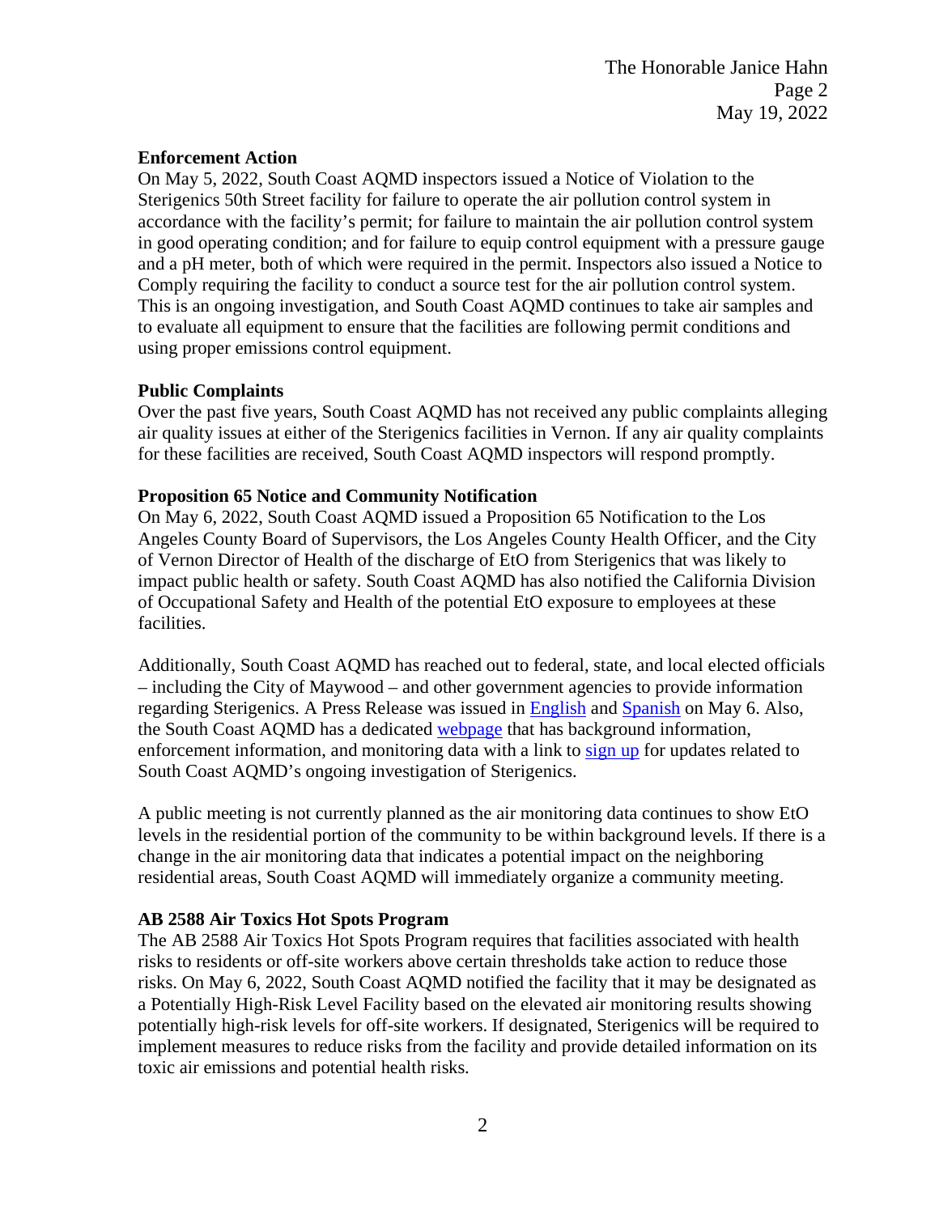## Enforcement Action

On May 5, 2022, South Coast AQMD inspectors issued a Notice of Violation to the Sterigenics 50th Street facility for failure to operate the air pollution control system in accordance with the facility's permit; for failure to maintain the air pollution control system in good operating condition; and for failure to equip control equipment with a pressure gauge and a pH meter, both of which were required in the permit. Inspectors also issued a Notice to Comply requiring the facility to conduct a source test for the air pollution control system. This is an ongoing investigation, and South Coast AQMD continues to take air samples and to evaluate all equipment to ensure that the facilities are following permit conditions and using proper emissions control equipment.

## Public Complaints

Over the past five years, South Coast AQMD has not received any public complaints alleging air quality issues at either of the Sterigenics facilities in Vernon. If any air quality complaints for these facilities are received, South Coast AQMD inspectors will respond promptly.

## Proposition 65 Notice and Community Notification

On May 6, 2022, South Coast AQMD issued a Proposition 65 Notification to the Los Angeles County Board of Supervisors, the Los Angeles County Health Officer, and the City of Vernon Director of Health of the discharge of EtO from Sterigenics that was likely to impact public health or safety. South Coast AQMD has also notified the California Division of Occupational Safety and Health of the potential EtO exposure to employees at these facilities.

Additionally, South Coast AQMD has reached out to federal, state, and local elected officials – including the City of Maywood – and other government agencies to provide information regarding Sterigenics. A Press Release was issued in English and Spanish on May 6. Also, the South Coast AQMD has a dedicated webpage that has background information, enforcement information, and monitoring data with a link to sign up for updates related to South Coast AQMD's ongoing investigation of Sterigenics.

A public meeting is not currently planned as the air monitoring data continues to show EtO levels in the residential portion of the community to be within background levels. If there is a change in the air monitoring data that indicates a potential impact on the neighboring residential areas, South Coast AQMD will immediately organize a community meeting.

## AB 2588 Air Toxics Hot Spots Program

The AB 2588 Air Toxics Hot Spots Program requires that facilities associated with health risks to residents or off-site workers above certain thresholds take action to reduce those risks. On May 6, 2022, South Coast AQMD notified the facility that it may be designated as a Potentially High-Risk Level Facility based on the elevated air monitoring results showing potentially high-risk levels for off-site workers. If designated, Sterigenics will be required to implement measures to reduce risks from the facility and provide detailed information on its toxic air emissions and potential health risks.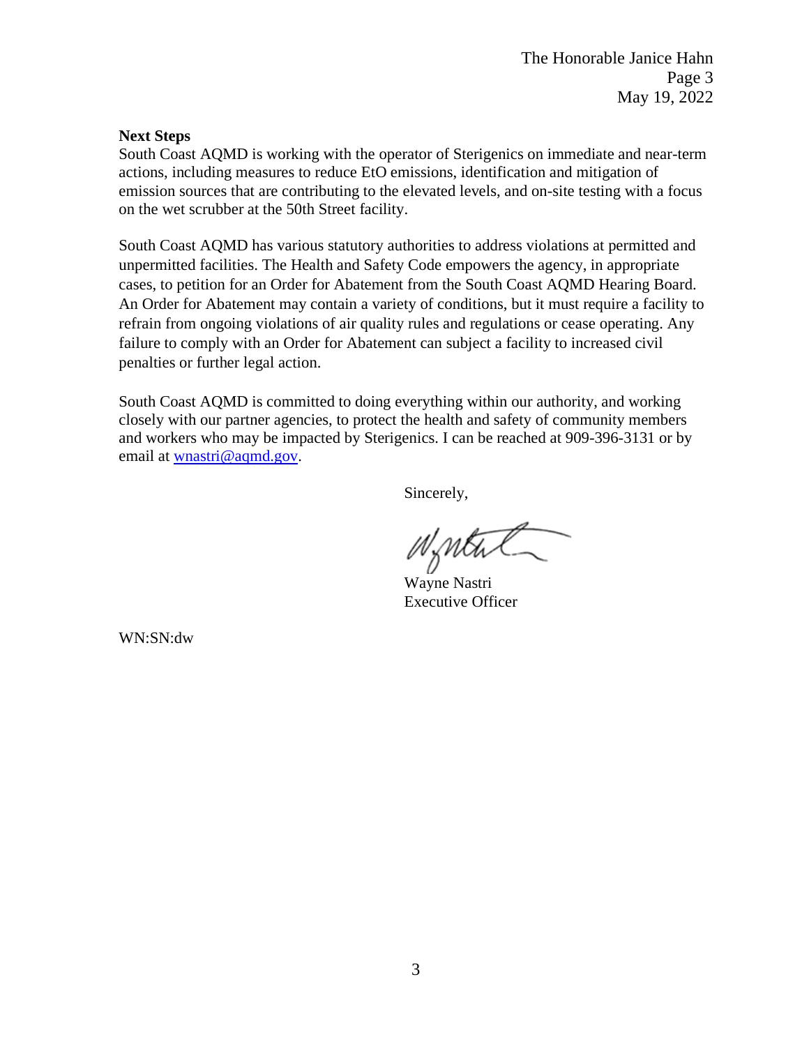**Next Steps**

South Coast AQMD is working with the operator of Sterigenics on immediate and near-term actions, including measures to reduce EtO emissions, identification and mitigation of emission sources that are contributing to the elevated levels, and on-site testing with a focus on the wet scrubber at the 50th Street facility.

South Coast AQMD has various statutory authorities to address violations at permitted and unpermitted facilities. The Health and Safety Code empowers the agency, in appropriate cases, to petition for an Order for Abatement from the South Coast AQMD Hearing Board. An Order for Abatement may contain a variety of conditions, but it must require a facility to refrain from ongoing violations of air quality rules and regulations or cease operating. Any failure to comply with an Order for Abatement can subject a facility to increased civil penalties or further legal action.

South Coast AQMD is committed to doing everything within our authority, and working closely with our partner agencies, to protect the health and safety of community members and workers who may be impacted by Sterigenics. I can be reached at 909-396-3131 or by email at wnastri@aqmd.gov.

Sincerely,

Wayne Nastri
Executive Officer

WN:SN:dw